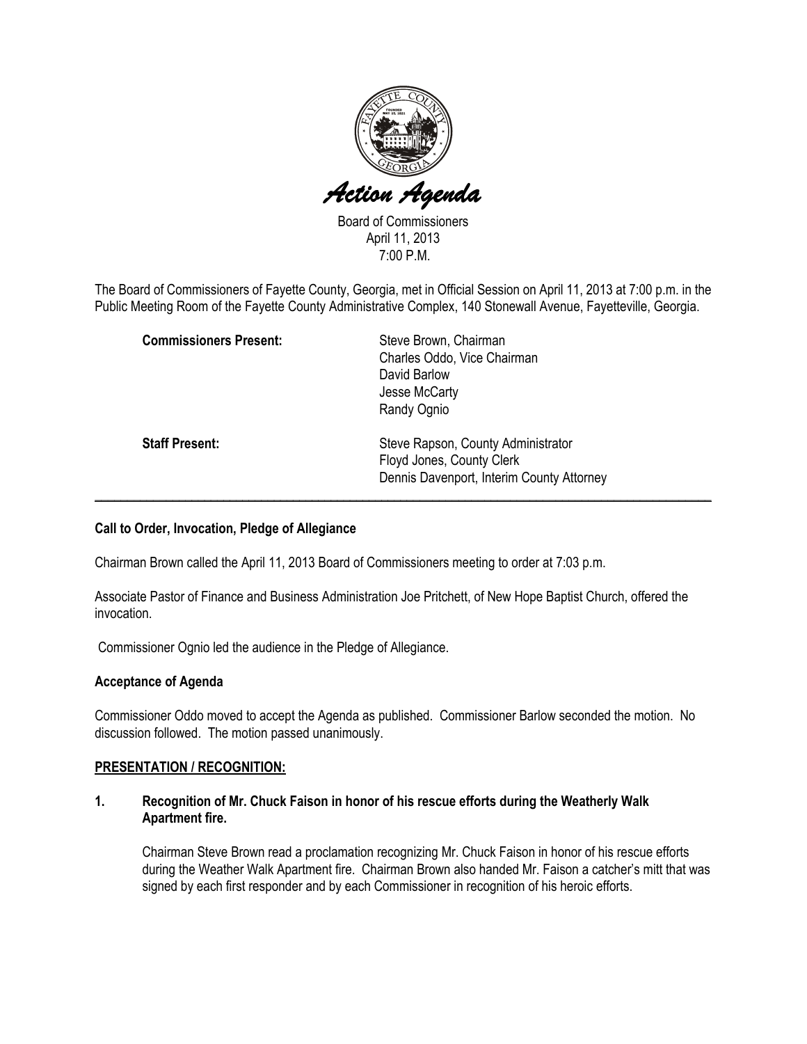# *Action Agenda*

Board of Commissioners
April 11, 2013
7:00 P.M.

The Board of Commissioners of Fayette County, Georgia, met in Official Session on April 11, 2013 at 7:00 p.m. in the Public Meeting Room of the Fayette County Administrative Complex, 140 Stonewall Avenue, Fayetteville, Georgia.

| | |
|---|---|
| **Commissioners Present:** | Steve Brown, Chairman<br>Charles Oddo, Vice Chairman<br>David Barlow<br>Jesse McCarty<br>Randy Ognio |
| **Staff Present:** | Steve Rapson, County Administrator<br>Floyd Jones, County Clerk<br>Dennis Davenport, Interim County Attorney |

---

**Call to Order, Invocation, Pledge of Allegiance**

Chairman Brown called the April 11, 2013 Board of Commissioners meeting to order at 7:03 p.m.

Associate Pastor of Finance and Business Administration Joe Pritchett, of New Hope Baptist Church, offered the invocation.

Commissioner Ognio led the audience in the Pledge of Allegiance.

**Acceptance of Agenda**

Commissioner Oddo moved to accept the Agenda as published. Commissioner Barlow seconded the motion. No discussion followed. The motion passed unanimously.

**PRESENTATION / RECOGNITION:**

**1. Recognition of Mr. Chuck Faison in honor of his rescue efforts during the Weatherly Walk Apartment fire.**

Chairman Steve Brown read a proclamation recognizing Mr. Chuck Faison in honor of his rescue efforts during the Weather Walk Apartment fire. Chairman Brown also handed Mr. Faison a catcher's mitt that was signed by each first responder and by each Commissioner in recognition of his heroic efforts.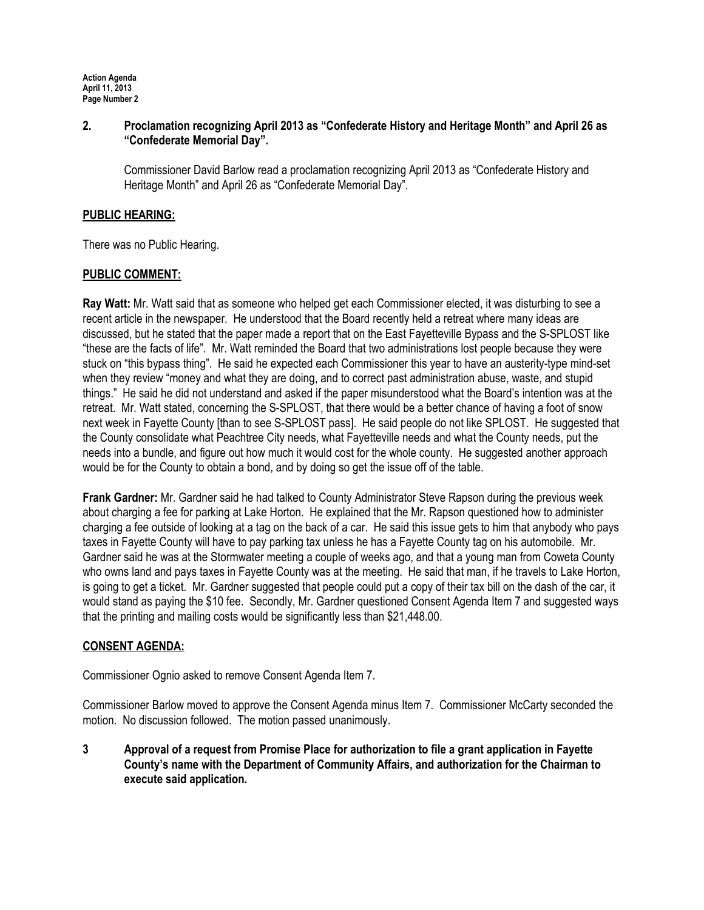**2. Proclamation recognizing April 2013 as "Confederate History and Heritage Month" and April 26 as "Confederate Memorial Day".**

Commissioner David Barlow read a proclamation recognizing April 2013 as "Confederate History and Heritage Month" and April 26 as "Confederate Memorial Day".

**PUBLIC HEARING:**

There was no Public Hearing.

**PUBLIC COMMENT:**

**Ray Watt:** Mr. Watt said that as someone who helped get each Commissioner elected, it was disturbing to see a recent article in the newspaper. He understood that the Board recently held a retreat where many ideas are discussed, but he stated that the paper made a report that on the East Fayetteville Bypass and the S-SPLOST like "these are the facts of life". Mr. Watt reminded the Board that two administrations lost people because they were stuck on "this bypass thing". He said he expected each Commissioner this year to have an austerity-type mind-set when they review "money and what they are doing, and to correct past administration abuse, waste, and stupid things." He said he did not understand and asked if the paper misunderstood what the Board's intention was at the retreat. Mr. Watt stated, concerning the S-SPLOST, that there would be a better chance of having a foot of snow next week in Fayette County [than to see S-SPLOST pass]. He said people do not like SPLOST. He suggested that the County consolidate what Peachtree City needs, what Fayetteville needs and what the County needs, put the needs into a bundle, and figure out how much it would cost for the whole county. He suggested another approach would be for the County to obtain a bond, and by doing so get the issue off of the table.

**Frank Gardner:** Mr. Gardner said he had talked to County Administrator Steve Rapson during the previous week about charging a fee for parking at Lake Horton. He explained that the Mr. Rapson questioned how to administer charging a fee outside of looking at a tag on the back of a car. He said this issue gets to him that anybody who pays taxes in Fayette County will have to pay parking tax unless he has a Fayette County tag on his automobile. Mr. Gardner said he was at the Stormwater meeting a couple of weeks ago, and that a young man from Coweta County who owns land and pays taxes in Fayette County was at the meeting. He said that man, if he travels to Lake Horton, is going to get a ticket. Mr. Gardner suggested that people could put a copy of their tax bill on the dash of the car, it would stand as paying the $10 fee. Secondly, Mr. Gardner questioned Consent Agenda Item 7 and suggested ways that the printing and mailing costs would be significantly less than $21,448.00.

**CONSENT AGENDA:**

Commissioner Ognio asked to remove Consent Agenda Item 7.

Commissioner Barlow moved to approve the Consent Agenda minus Item 7. Commissioner McCarty seconded the motion. No discussion followed. The motion passed unanimously.

**3 Approval of a request from Promise Place for authorization to file a grant application in Fayette County's name with the Department of Community Affairs, and authorization for the Chairman to execute said application.**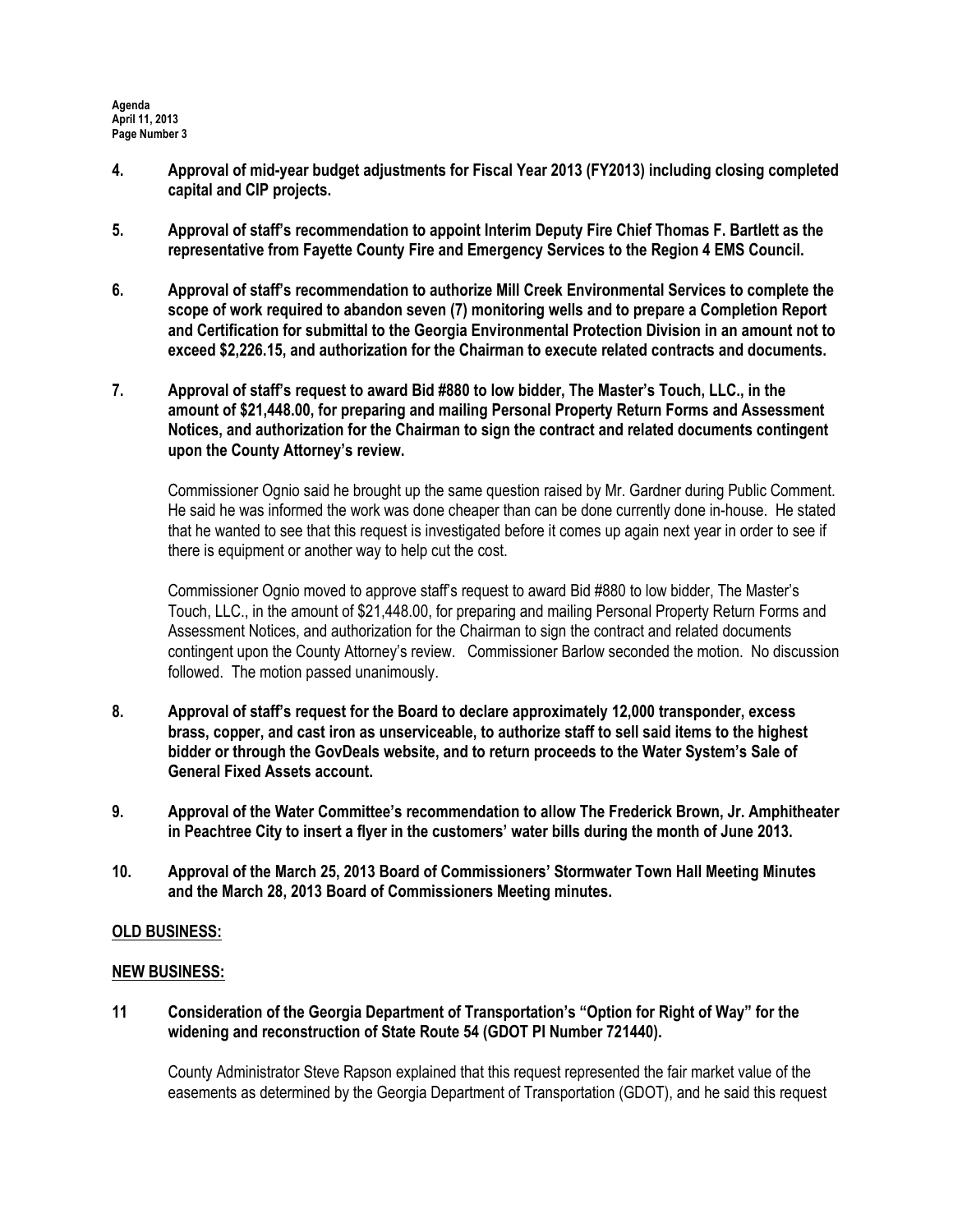**4. Approval of mid-year budget adjustments for Fiscal Year 2013 (FY2013) including closing completed capital and CIP projects.**

**5. Approval of staff's recommendation to appoint Interim Deputy Fire Chief Thomas F. Bartlett as the representative from Fayette County Fire and Emergency Services to the Region 4 EMS Council.**

**6. Approval of staff's recommendation to authorize Mill Creek Environmental Services to complete the scope of work required to abandon seven (7) monitoring wells and to prepare a Completion Report and Certification for submittal to the Georgia Environmental Protection Division in an amount not to exceed $2,226.15, and authorization for the Chairman to execute related contracts and documents.**

**7. Approval of staff's request to award Bid #880 to low bidder, The Master's Touch, LLC., in the amount of $21,448.00, for preparing and mailing Personal Property Return Forms and Assessment Notices, and authorization for the Chairman to sign the contract and related documents contingent upon the County Attorney's review.**

Commissioner Ognio said he brought up the same question raised by Mr. Gardner during Public Comment. He said he was informed the work was done cheaper than can be done currently done in-house. He stated that he wanted to see that this request is investigated before it comes up again next year in order to see if there is equipment or another way to help cut the cost.

Commissioner Ognio moved to approve staff's request to award Bid #880 to low bidder, The Master's Touch, LLC., in the amount of $21,448.00, for preparing and mailing Personal Property Return Forms and Assessment Notices, and authorization for the Chairman to sign the contract and related documents contingent upon the County Attorney's review. Commissioner Barlow seconded the motion. No discussion followed. The motion passed unanimously.

**8. Approval of staff's request for the Board to declare approximately 12,000 transponder, excess brass, copper, and cast iron as unserviceable, to authorize staff to sell said items to the highest bidder or through the GovDeals website, and to return proceeds to the Water System's Sale of General Fixed Assets account.**

**9. Approval of the Water Committee's recommendation to allow The Frederick Brown, Jr. Amphitheater in Peachtree City to insert a flyer in the customers' water bills during the month of June 2013.**

**10. Approval of the March 25, 2013 Board of Commissioners' Stormwater Town Hall Meeting Minutes and the March 28, 2013 Board of Commissioners Meeting minutes.**

## <u>OLD BUSINESS:</u>

## <u>NEW BUSINESS:</u>

**11 Consideration of the Georgia Department of Transportation's "Option for Right of Way" for the widening and reconstruction of State Route 54 (GDOT PI Number 721440).**

County Administrator Steve Rapson explained that this request represented the fair market value of the easements as determined by the Georgia Department of Transportation (GDOT), and he said this request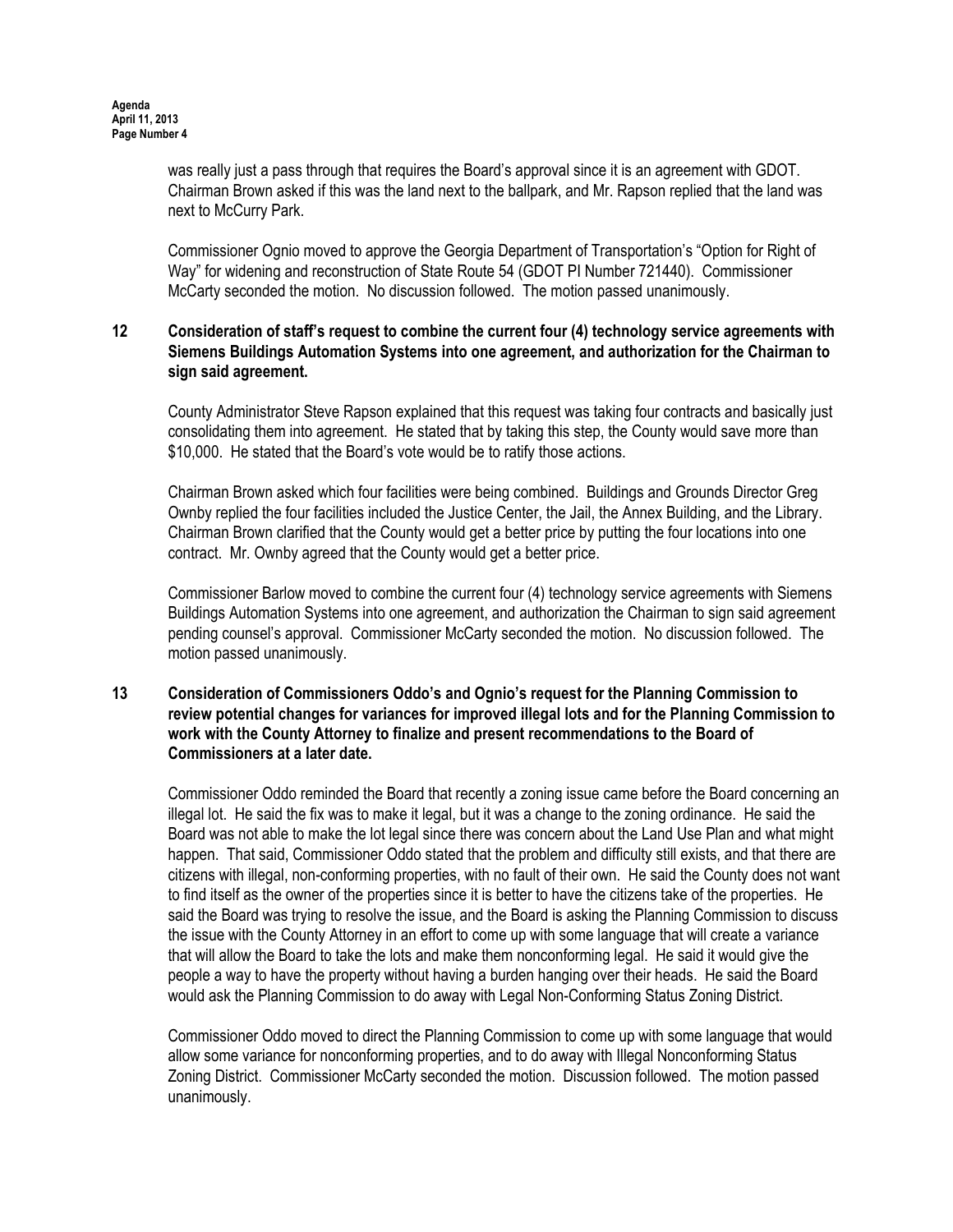was really just a pass through that requires the Board's approval since it is an agreement with GDOT. Chairman Brown asked if this was the land next to the ballpark, and Mr. Rapson replied that the land was next to McCurry Park.

Commissioner Ognio moved to approve the Georgia Department of Transportation's "Option for Right of Way" for widening and reconstruction of State Route 54 (GDOT PI Number 721440). Commissioner McCarty seconded the motion. No discussion followed. The motion passed unanimously.

**12 Consideration of staff's request to combine the current four (4) technology service agreements with Siemens Buildings Automation Systems into one agreement, and authorization for the Chairman to sign said agreement.**

County Administrator Steve Rapson explained that this request was taking four contracts and basically just consolidating them into agreement. He stated that by taking this step, the County would save more than $10,000. He stated that the Board's vote would be to ratify those actions.

Chairman Brown asked which four facilities were being combined. Buildings and Grounds Director Greg Ownby replied the four facilities included the Justice Center, the Jail, the Annex Building, and the Library. Chairman Brown clarified that the County would get a better price by putting the four locations into one contract. Mr. Ownby agreed that the County would get a better price.

Commissioner Barlow moved to combine the current four (4) technology service agreements with Siemens Buildings Automation Systems into one agreement, and authorization the Chairman to sign said agreement pending counsel's approval. Commissioner McCarty seconded the motion. No discussion followed. The motion passed unanimously.

**13 Consideration of Commissioners Oddo's and Ognio's request for the Planning Commission to review potential changes for variances for improved illegal lots and for the Planning Commission to work with the County Attorney to finalize and present recommendations to the Board of Commissioners at a later date.**

Commissioner Oddo reminded the Board that recently a zoning issue came before the Board concerning an illegal lot. He said the fix was to make it legal, but it was a change to the zoning ordinance. He said the Board was not able to make the lot legal since there was concern about the Land Use Plan and what might happen. That said, Commissioner Oddo stated that the problem and difficulty still exists, and that there are citizens with illegal, non-conforming properties, with no fault of their own. He said the County does not want to find itself as the owner of the properties since it is better to have the citizens take of the properties. He said the Board was trying to resolve the issue, and the Board is asking the Planning Commission to discuss the issue with the County Attorney in an effort to come up with some language that will create a variance that will allow the Board to take the lots and make them nonconforming legal. He said it would give the people a way to have the property without having a burden hanging over their heads. He said the Board would ask the Planning Commission to do away with Legal Non-Conforming Status Zoning District.

Commissioner Oddo moved to direct the Planning Commission to come up with some language that would allow some variance for nonconforming properties, and to do away with Illegal Nonconforming Status Zoning District. Commissioner McCarty seconded the motion. Discussion followed. The motion passed unanimously.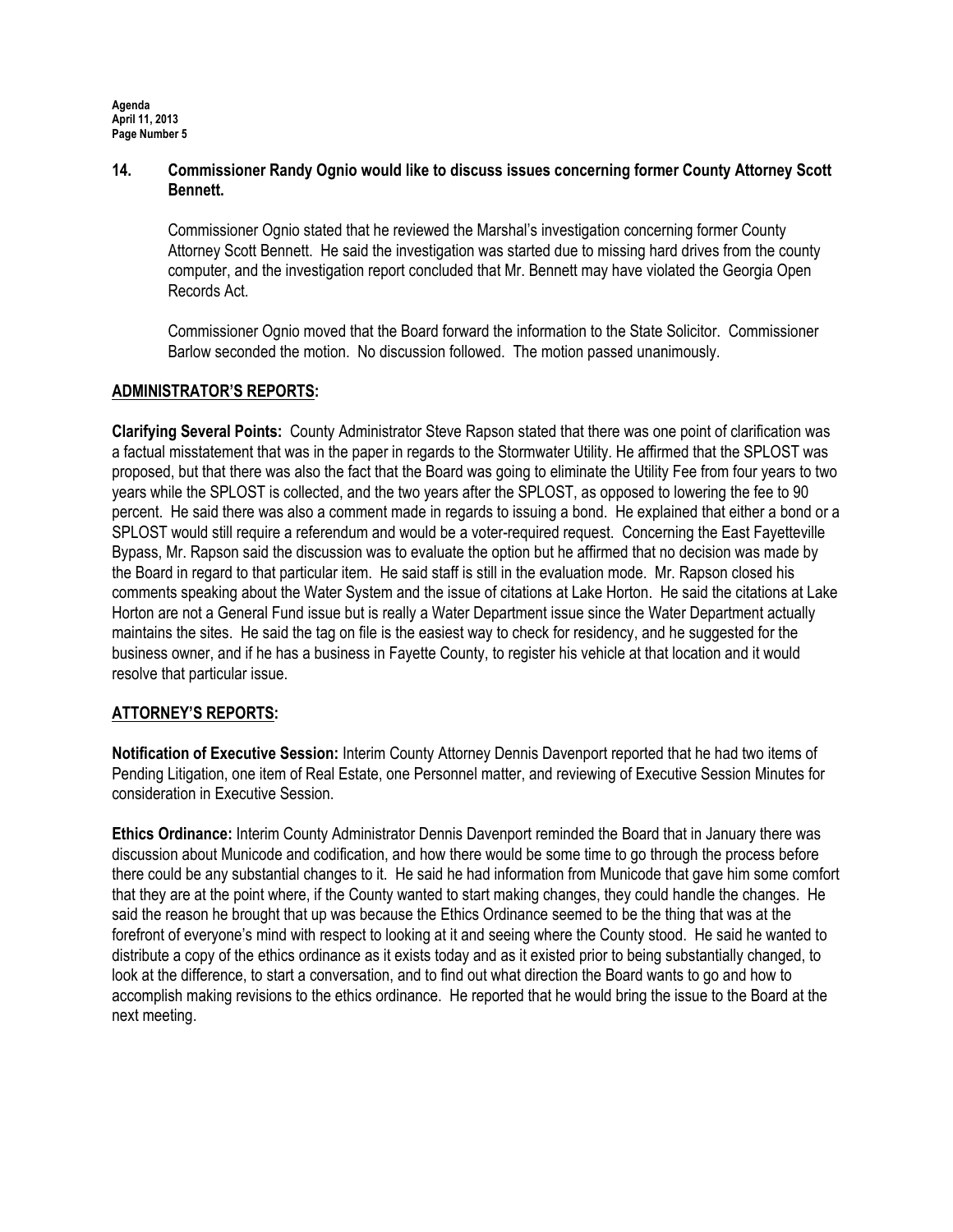**14. Commissioner Randy Ognio would like to discuss issues concerning former County Attorney Scott Bennett.**

Commissioner Ognio stated that he reviewed the Marshal's investigation concerning former County Attorney Scott Bennett. He said the investigation was started due to missing hard drives from the county computer, and the investigation report concluded that Mr. Bennett may have violated the Georgia Open Records Act.

Commissioner Ognio moved that the Board forward the information to the State Solicitor. Commissioner Barlow seconded the motion. No discussion followed. The motion passed unanimously.

## ADMINISTRATOR'S REPORTS:

**Clarifying Several Points:** County Administrator Steve Rapson stated that there was one point of clarification was a factual misstatement that was in the paper in regards to the Stormwater Utility. He affirmed that the SPLOST was proposed, but that there was also the fact that the Board was going to eliminate the Utility Fee from four years to two years while the SPLOST is collected, and the two years after the SPLOST, as opposed to lowering the fee to 90 percent. He said there was also a comment made in regards to issuing a bond. He explained that either a bond or a SPLOST would still require a referendum and would be a voter-required request. Concerning the East Fayetteville Bypass, Mr. Rapson said the discussion was to evaluate the option but he affirmed that no decision was made by the Board in regard to that particular item. He said staff is still in the evaluation mode. Mr. Rapson closed his comments speaking about the Water System and the issue of citations at Lake Horton. He said the citations at Lake Horton are not a General Fund issue but is really a Water Department issue since the Water Department actually maintains the sites. He said the tag on file is the easiest way to check for residency, and he suggested for the business owner, and if he has a business in Fayette County, to register his vehicle at that location and it would resolve that particular issue.

## ATTORNEY'S REPORTS:

**Notification of Executive Session:** Interim County Attorney Dennis Davenport reported that he had two items of Pending Litigation, one item of Real Estate, one Personnel matter, and reviewing of Executive Session Minutes for consideration in Executive Session.

**Ethics Ordinance:** Interim County Administrator Dennis Davenport reminded the Board that in January there was discussion about Municode and codification, and how there would be some time to go through the process before there could be any substantial changes to it. He said he had information from Municode that gave him some comfort that they are at the point where, if the County wanted to start making changes, they could handle the changes. He said the reason he brought that up was because the Ethics Ordinance seemed to be the thing that was at the forefront of everyone's mind with respect to looking at it and seeing where the County stood. He said he wanted to distribute a copy of the ethics ordinance as it exists today and as it existed prior to being substantially changed, to look at the difference, to start a conversation, and to find out what direction the Board wants to go and how to accomplish making revisions to the ethics ordinance. He reported that he would bring the issue to the Board at the next meeting.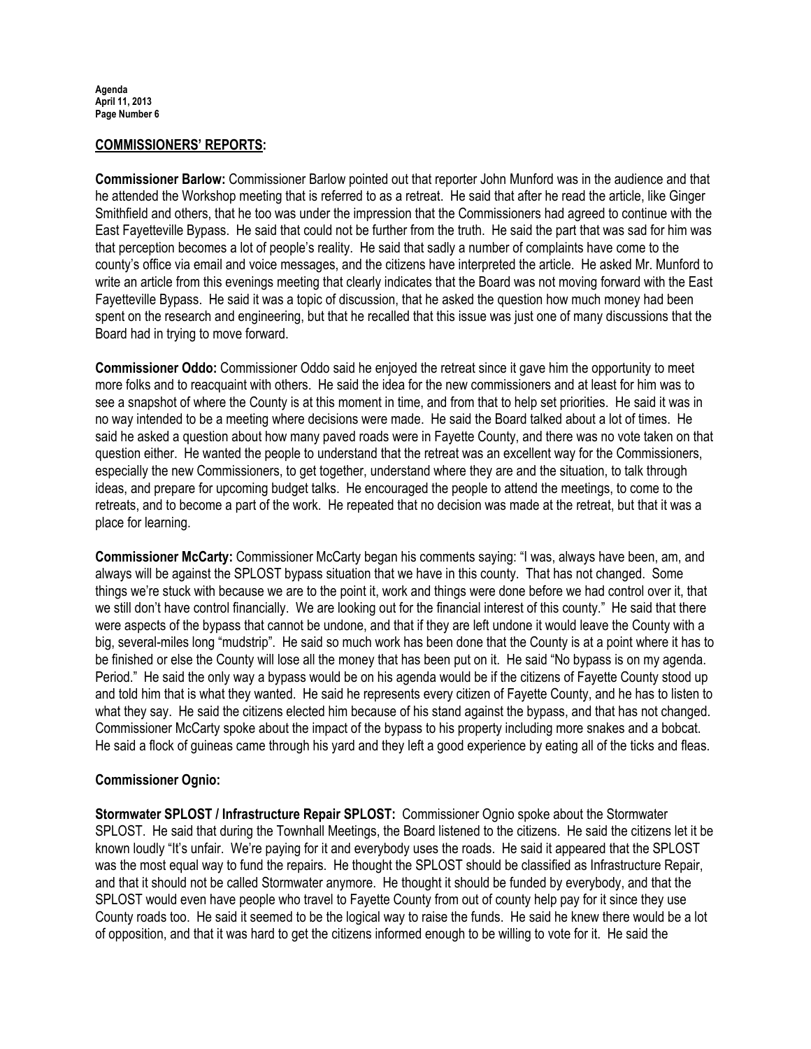## COMMISSIONERS' REPORTS:

**Commissioner Barlow:** Commissioner Barlow pointed out that reporter John Munford was in the audience and that he attended the Workshop meeting that is referred to as a retreat. He said that after he read the article, like Ginger Smithfield and others, that he too was under the impression that the Commissioners had agreed to continue with the East Fayetteville Bypass. He said that could not be further from the truth. He said the part that was sad for him was that perception becomes a lot of people's reality. He said that sadly a number of complaints have come to the county's office via email and voice messages, and the citizens have interpreted the article. He asked Mr. Munford to write an article from this evenings meeting that clearly indicates that the Board was not moving forward with the East Fayetteville Bypass. He said it was a topic of discussion, that he asked the question how much money had been spent on the research and engineering, but that he recalled that this issue was just one of many discussions that the Board had in trying to move forward.

**Commissioner Oddo:** Commissioner Oddo said he enjoyed the retreat since it gave him the opportunity to meet more folks and to reacquaint with others. He said the idea for the new commissioners and at least for him was to see a snapshot of where the County is at this moment in time, and from that to help set priorities. He said it was in no way intended to be a meeting where decisions were made. He said the Board talked about a lot of times. He said he asked a question about how many paved roads were in Fayette County, and there was no vote taken on that question either. He wanted the people to understand that the retreat was an excellent way for the Commissioners, especially the new Commissioneers, to get together, understand where they are and the situation, to talk through ideas, and prepare for upcoming budget talks. He encouraged the people to attend the meetings, to come to the retreats, and to become a part of the work. He repeated that no decision was made at the retreat, but that it was a place for learning.

**Commissioner McCarty:** Commissioner McCarty began his comments saying: "I was, always have been, am, and always will be against the SPLOST bypass situation that we have in this county. That has not changed. Some things we're stuck with because we are to the point it, work and things were done before we had control over it, that we still don't have control financially. We are looking out for the financial interest of this county." He said that there were aspects of the bypass that cannot be undone, and that if they are left undone it would leave the County with a big, several-miles long "mudstrip". He said so much work has been done that the County is at a point where it has to be finished or else the County will lose all the money that has been put on it. He said "No bypass is on my agenda. Period." He said the only way a bypass would be on his agenda would be if the citizens of Fayette County stood up and told him that is what they wanted. He said he represents every citizen of Fayette County, and he has to listen to what they say. He said the citizens elected him because of his stand against the bypass, and that has not changed. Commissioner McCarty spoke about the impact of the bypass to his property including more snakes and a bobcat. He said a flock of guineas came through his yard and they left a good experience by eating all of the ticks and fleas.

**Commissioner Ognio:**

**Stormwater SPLOST / Infrastructure Repair SPLOST:** Commissioner Ognio spoke about the Stormwater SPLOST. He said that during the Townhall Meetings, the Board listened to the citizens. He said the citizens let it be known loudly "It's unfair. We're paying for it and everybody uses the roads. He said it appeared that the SPLOST was the most equal way to fund the repairs. He thought the SPLOST should be classified as Infrastructure Repair, and that it should not be called Stormwater anymore. He thought it should be funded by everybody, and that the SPLOST would even have people who travel to Fayette County from out of county help pay for it since they use County roads too. He said it seemed to be the logical way to raise the funds. He said he knew there would be a lot of opposition, and that it was hard to get the citizens informed enough to be willing to vote for it. He said the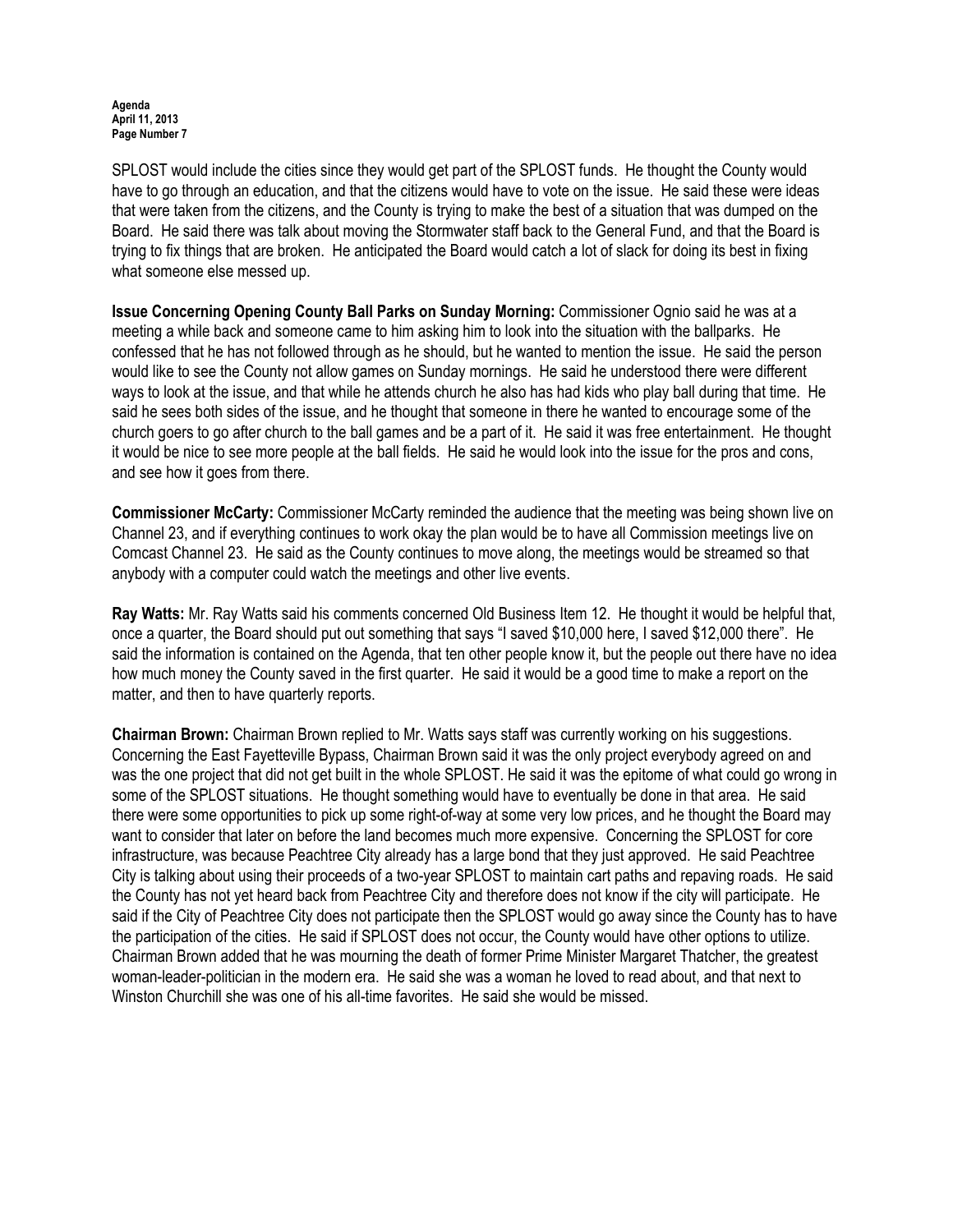SPLOST would include the cities since they would get part of the SPLOST funds. He thought the County would have to go through an education, and that the citizens would have to vote on the issue. He said these were ideas that were taken from the citizens, and the County is trying to make the best of a situation that was dumped on the Board. He said there was talk about moving the Stormwater staff back to the General Fund, and that the Board is trying to fix things that are broken. He anticipated the Board would catch a lot of slack for doing its best in fixing what someone else messed up.

**Issue Concerning Opening County Ball Parks on Sunday Morning:** Commissioner Ognio said he was at a meeting a while back and someone came to him asking him to look into the situation with the ballparks. He confessed that he has not followed through as he should, but he wanted to mention the issue. He said the person would like to see the County not allow games on Sunday mornings. He said he understood there were different ways to look at the issue, and that while he attends church he also has had kids who play ball during that time. He said he sees both sides of the issue, and he thought that someone in there he wanted to encourage some of the church goers to go after church to the ball games and be a part of it. He said it was free entertainment. He thought it would be nice to see more people at the ball fields. He said he would look into the issue for the pros and cons, and see how it goes from there.

**Commissioner McCarty:** Commissioner McCarty reminded the audience that the meeting was being shown live on Channel 23, and if everything continues to work okay the plan would be to have all Commission meetings live on Comcast Channel 23. He said as the County continues to move along, the meetings would be streamed so that anybody with a computer could watch the meetings and other live events.

**Ray Watts:** Mr. Ray Watts said his comments concerned Old Business Item 12. He thought it would be helpful that, once a quarter, the Board should put out something that says "I saved $10,000 here, I saved $12,000 there". He said the information is contained on the Agenda, that ten other people know it, but the people out there have no idea how much money the County saved in the first quarter. He said it would be a good time to make a report on the matter, and then to have quarterly reports.

**Chairman Brown:** Chairman Brown replied to Mr. Watts says staff was currently working on his suggestions. Concerning the East Fayetteville Bypass, Chairman Brown said it was the only project everybody agreed on and was the one project that did not get built in the whole SPLOST. He said it was the epitome of what could go wrong in some of the SPLOST situations. He thought something would have to eventually be done in that area. He said there were some opportunities to pick up some right-of-way at some very low prices, and he thought the Board may want to consider that later on before the land becomes much more expensive. Concerning the SPLOST for core infrastructure, was because Peachtree City already has a large bond that they just approved. He said Peachtree City is talking about using their proceeds of a two-year SPLOST to maintain cart paths and repaving roads. He said the County has not yet heard back from Peachtree City and therefore does not know if the city will participate. He said if the City of Peachtree City does not participate then the SPLOST would go away since the County has to have the participation of the cities. He said if SPLOST does not occur, the County would have other options to utilize. Chairman Brown added that he was mourning the death of former Prime Minister Margaret Thatcher, the greatest woman-leader-politician in the modern era. He said she was a woman he loved to read about, and that next to Winston Churchill she was one of his all-time favorites. He said she would be missed.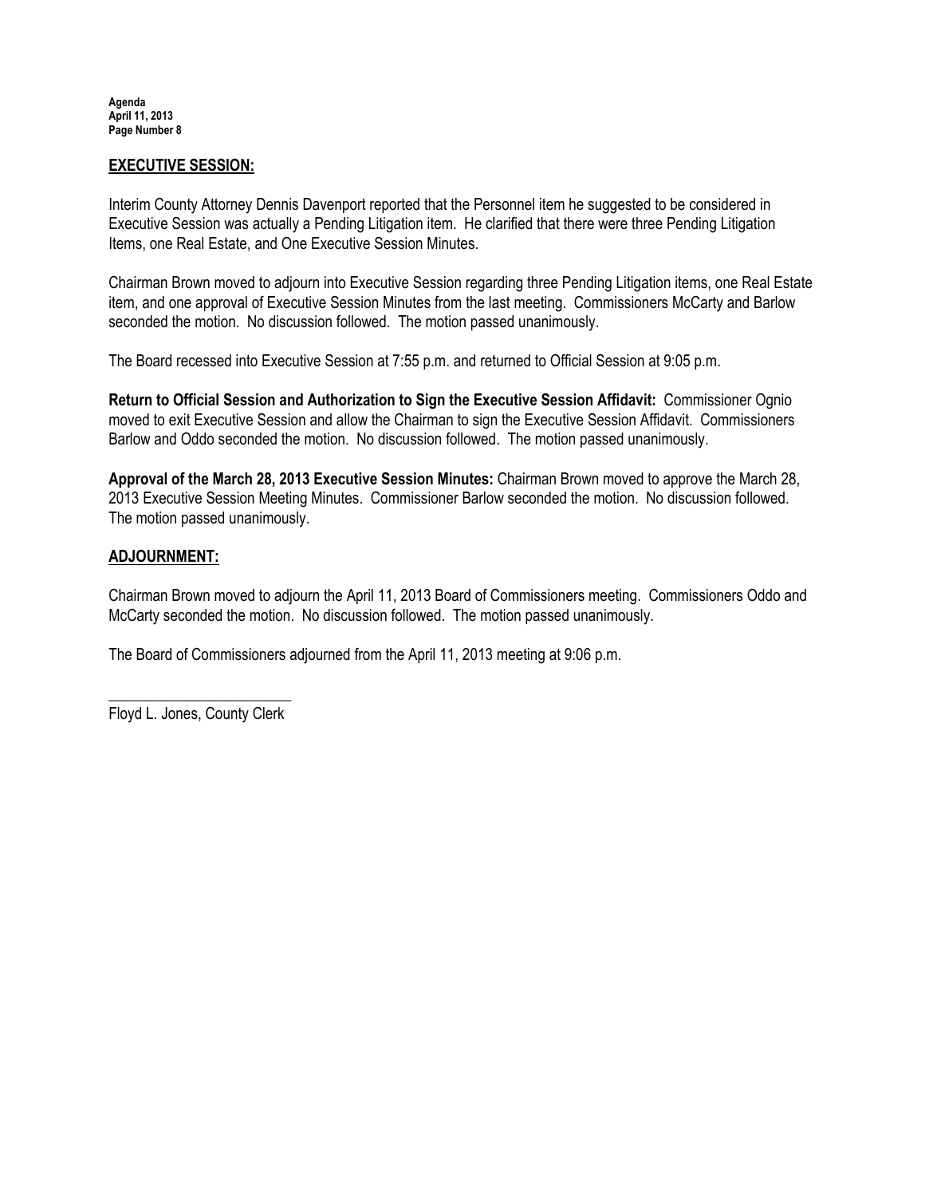## EXECUTIVE SESSION:

Interim County Attorney Dennis Davenport reported that the Personnel item he suggested to be considered in Executive Session was actually a Pending Litigation item. He clarified that there were three Pending Litigation Items, one Real Estate, and One Executive Session Minutes.

Chairman Brown moved to adjourn into Executive Session regarding three Pending Litigation items, one Real Estate item, and one approval of Executive Session Minutes from the last meeting. Commissioners McCarty and Barlow seconded the motion. No discussion followed. The motion passed unanimously.

The Board recessed into Executive Session at 7:55 p.m. and returned to Official Session at 9:05 p.m.

**Return to Official Session and Authorization to Sign the Executive Session Affidavit:** Commissioner Ognio moved to exit Executive Session and allow the Chairman to sign the Executive Session Affidavit. Commissioners Barlow and Oddo seconded the motion. No discussion followed. The motion passed unanimously.

**Approval of the March 28, 2013 Executive Session Minutes:** Chairman Brown moved to approve the March 28, 2013 Executive Session Meeting Minutes. Commissioner Barlow seconded the motion. No discussion followed. The motion passed unanimously.

## ADJOURNMENT:

Chairman Brown moved to adjourn the April 11, 2013 Board of Commissioners meeting. Commissioners Oddo and McCarty seconded the motion. No discussion followed. The motion passed unanimously.

The Board of Commissioners adjourned from the April 11, 2013 meeting at 9:06 p.m.

___________________________

Floyd L. Jones, County Clerk